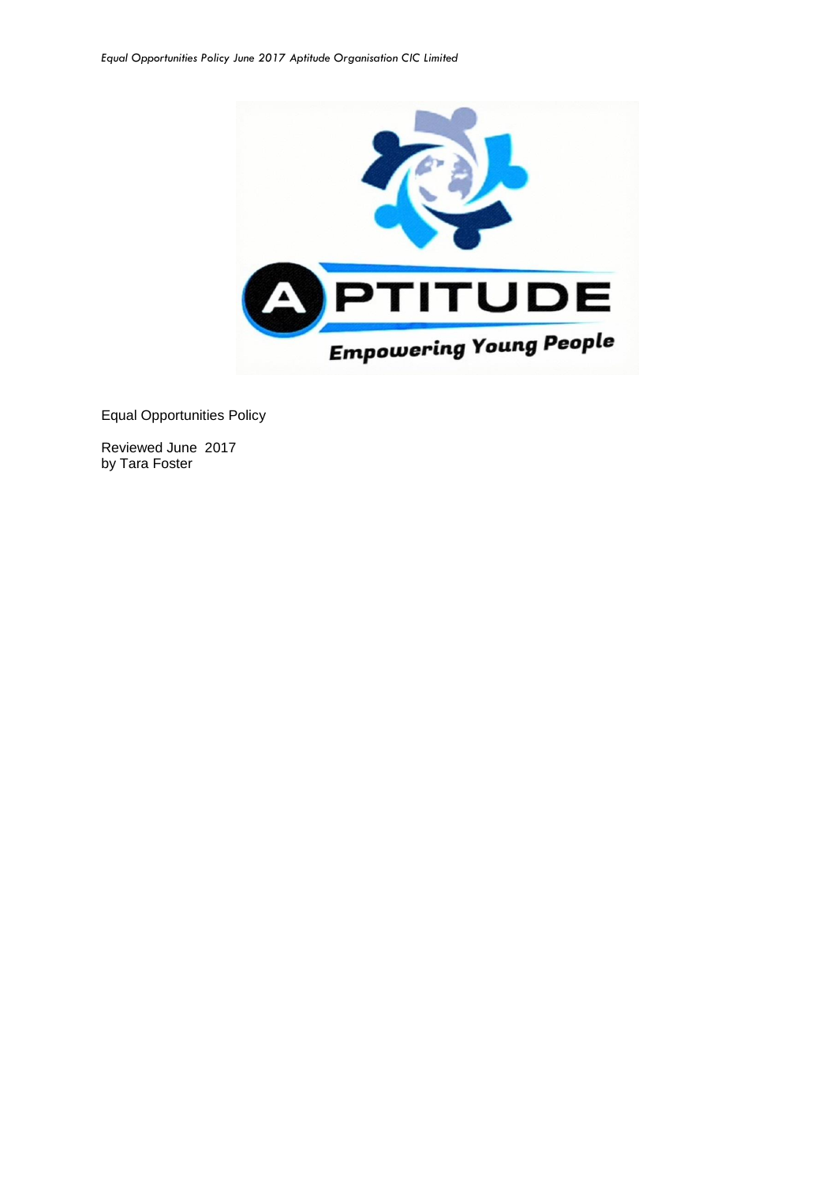Equal Opportunities Policy

Reviewed June 2017
by Tara Foster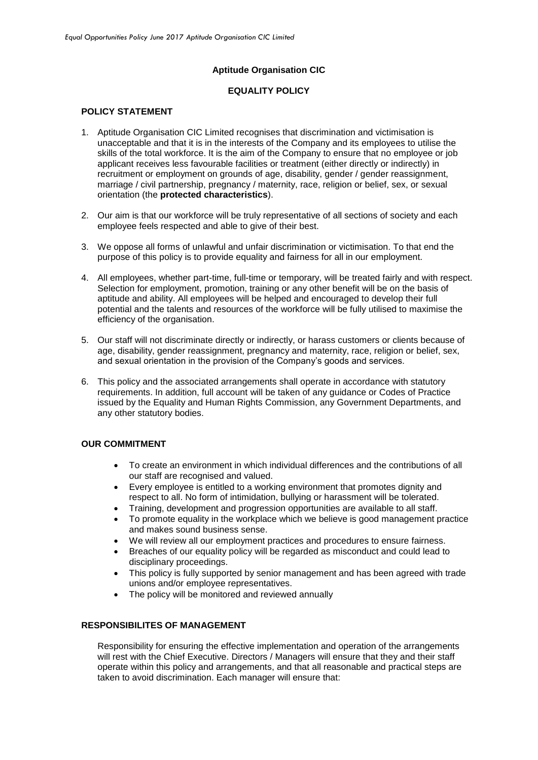**Aptitude Organisation CIC**

**EQUALITY POLICY**

**POLICY STATEMENT**

1. Aptitude Organisation CIC Limited recognises that discrimination and victimisation is unacceptable and that it is in the interests of the Company and its employees to utilise the skills of the total workforce. It is the aim of the Company to ensure that no employee or job applicant receives less favourable facilities or treatment (either directly or indirectly) in recruitment or employment on grounds of age, disability, gender / gender reassignment, marriage / civil partnership, pregnancy / maternity, race, religion or belief, sex, or sexual orientation (the **protected characteristics**).

2. Our aim is that our workforce will be truly representative of all sections of society and each employee feels respected and able to give of their best.

3. We oppose all forms of unlawful and unfair discrimination or victimisation. To that end the purpose of this policy is to provide equality and fairness for all in our employment.

4. All employees, whether part-time, full-time or temporary, will be treated fairly and with respect. Selection for employment, promotion, training or any other benefit will be on the basis of aptitude and ability. All employees will be helped and encouraged to develop their full potential and the talents and resources of the workforce will be fully utilised to maximise the efficiency of the organisation.

5. Our staff will not discriminate directly or indirectly, or harass customers or clients because of age, disability, gender reassignment, pregnancy and maternity, race, religion or belief, sex, and sexual orientation in the provision of the Company's goods and services.

6. This policy and the associated arrangements shall operate in accordance with statutory requirements. In addition, full account will be taken of any guidance or Codes of Practice issued by the Equality and Human Rights Commission, any Government Departments, and any other statutory bodies.

**OUR COMMITMENT**

- To create an environment in which individual differences and the contributions of all our staff are recognised and valued.
- Every employee is entitled to a working environment that promotes dignity and respect to all. No form of intimidation, bullying or harassment will be tolerated.
- Training, development and progression opportunities are available to all staff.
- To promote equality in the workplace which we believe is good management practice and makes sound business sense.
- We will review all our employment practices and procedures to ensure fairness.
- Breaches of our equality policy will be regarded as misconduct and could lead to disciplinary proceedings.
- This policy is fully supported by senior management and has been agreed with trade unions and/or employee representatives.
- The policy will be monitored and reviewed annually

**RESPONSIBILITES OF MANAGEMENT**

Responsibility for ensuring the effective implementation and operation of the arrangements will rest with the Chief Executive. Directors / Managers will ensure that they and their staff operate within this policy and arrangements, and that all reasonable and practical steps are taken to avoid discrimination. Each manager will ensure that: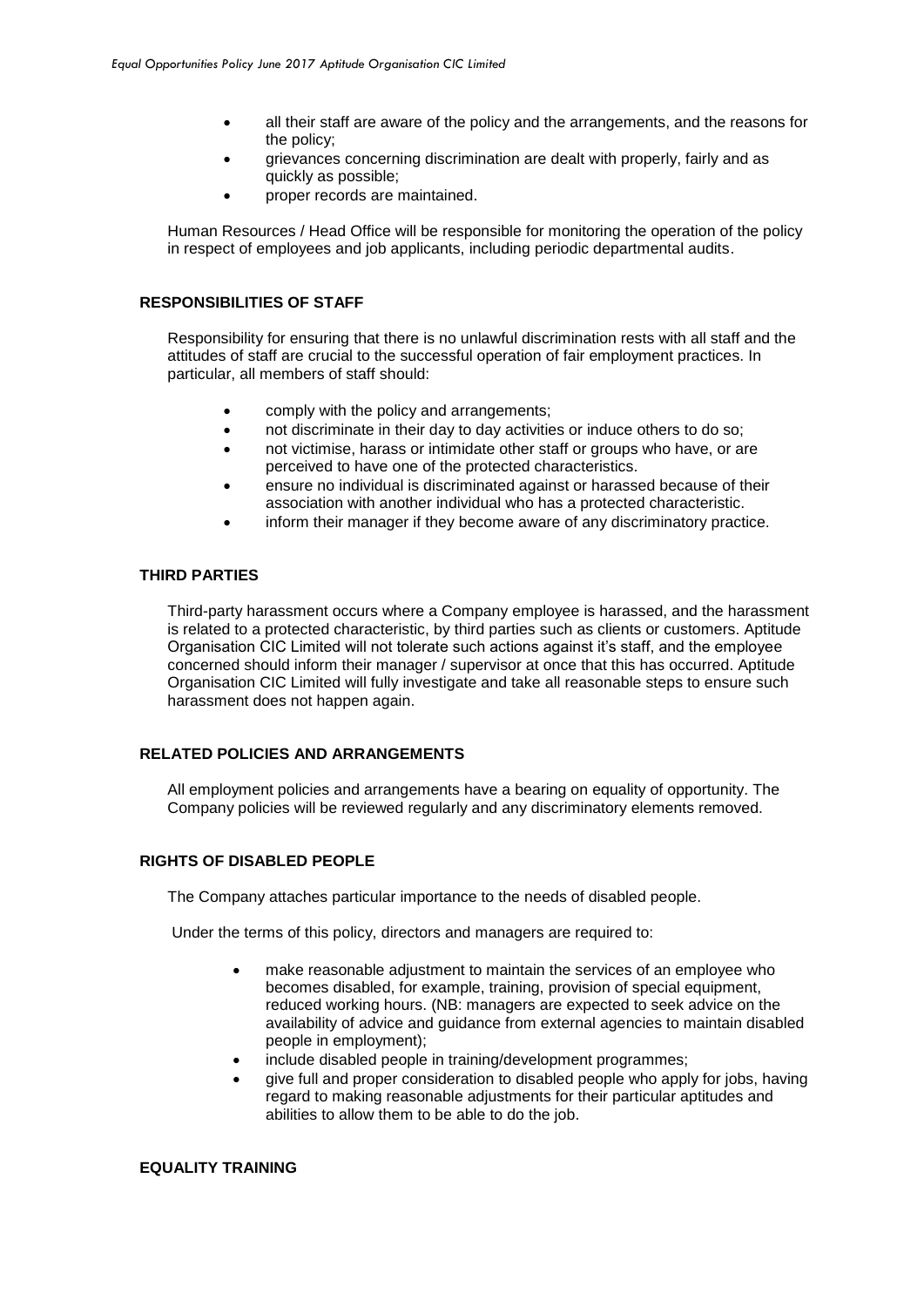- all their staff are aware of the policy and the arrangements, and the reasons for the policy;
- grievances concerning discrimination are dealt with properly, fairly and as quickly as possible;
- proper records are maintained.

Human Resources / Head Office will be responsible for monitoring the operation of the policy in respect of employees and job applicants, including periodic departmental audits.

**RESPONSIBILITIES OF STAFF**

Responsibility for ensuring that there is no unlawful discrimination rests with all staff and the attitudes of staff are crucial to the successful operation of fair employment practices. In particular, all members of staff should:

- comply with the policy and arrangements;
- not discriminate in their day to day activities or induce others to do so;
- not victimise, harass or intimidate other staff or groups who have, or are perceived to have one of the protected characteristics.
- ensure no individual is discriminated against or harassed because of their association with another individual who has a protected characteristic.
- inform their manager if they become aware of any discriminatory practice.

**THIRD PARTIES**

Third-party harassment occurs where a Company employee is harassed, and the harassment is related to a protected characteristic, by third parties such as clients or customers. Aptitude Organisation CIC Limited will not tolerate such actions against it's staff, and the employee concerned should inform their manager / supervisor at once that this has occurred. Aptitude Organisation CIC Limited will fully investigate and take all reasonable steps to ensure such harassment does not happen again.

**RELATED POLICIES AND ARRANGEMENTS**

All employment policies and arrangements have a bearing on equality of opportunity. The Company policies will be reviewed regularly and any discriminatory elements removed.

**RIGHTS OF DISABLED PEOPLE**

The Company attaches particular importance to the needs of disabled people.

Under the terms of this policy, directors and managers are required to:

- make reasonable adjustment to maintain the services of an employee who becomes disabled, for example, training, provision of special equipment, reduced working hours. (NB: managers are expected to seek advice on the availability of advice and guidance from external agencies to maintain disabled people in employment);
- include disabled people in training/development programmes;
- give full and proper consideration to disabled people who apply for jobs, having regard to making reasonable adjustments for their particular aptitudes and abilities to allow them to be able to do the job.

**EQUALITY TRAINING**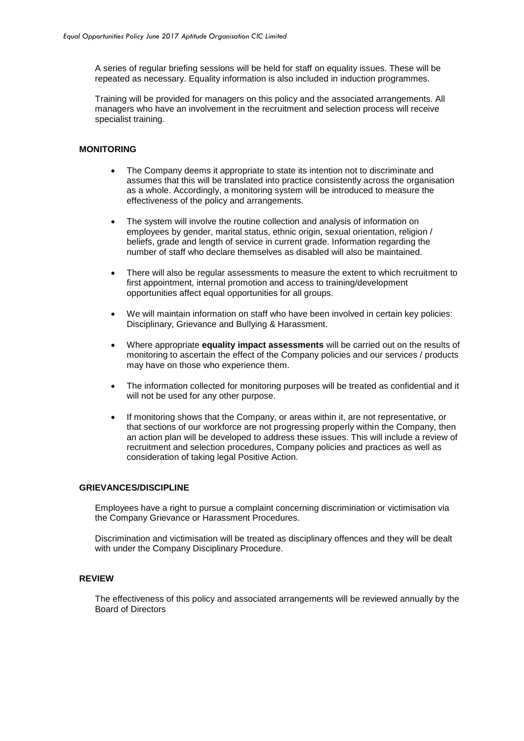A series of regular briefing sessions will be held for staff on equality issues. These will be repeated as necessary. Equality information is also included in induction programmes.

Training will be provided for managers on this policy and the associated arrangements. All managers who have an involvement in the recruitment and selection process will receive specialist training.

## MONITORING

- The Company deems it appropriate to state its intention not to discriminate and assumes that this will be translated into practice consistently across the organisation as a whole. Accordingly, a monitoring system will be introduced to measure the effectiveness of the policy and arrangements.
- The system will involve the routine collection and analysis of information on employees by gender, marital status, ethnic origin, sexual orientation, religion / beliefs, grade and length of service in current grade. Information regarding the number of staff who declare themselves as disabled will also be maintained.
- There will also be regular assessments to measure the extent to which recruitment to first appointment, internal promotion and access to training/development opportunities affect equal opportunities for all groups.
- We will maintain information on staff who have been involved in certain key policies: Disciplinary, Grievance and Bullying & Harassment.
- Where appropriate **equality impact assessments** will be carried out on the results of monitoring to ascertain the effect of the Company policies and our services / products may have on those who experience them.
- The information collected for monitoring purposes will be treated as confidential and it will not be used for any other purpose.
- If monitoring shows that the Company, or areas within it, are not representative, or that sections of our workforce are not progressing properly within the Company, then an action plan will be developed to address these issues. This will include a review of recruitment and selection procedures, Company policies and practices as well as consideration of taking legal Positive Action.

## GRIEVANCES/DISCIPLINE

Employees have a right to pursue a complaint concerning discrimination or victimisation via the Company Grievance or Harassment Procedures.

Discrimination and victimisation will be treated as disciplinary offences and they will be dealt with under the Company Disciplinary Procedure.

## REVIEW

The effectiveness of this policy and associated arrangements will be reviewed annually by the Board of Directors